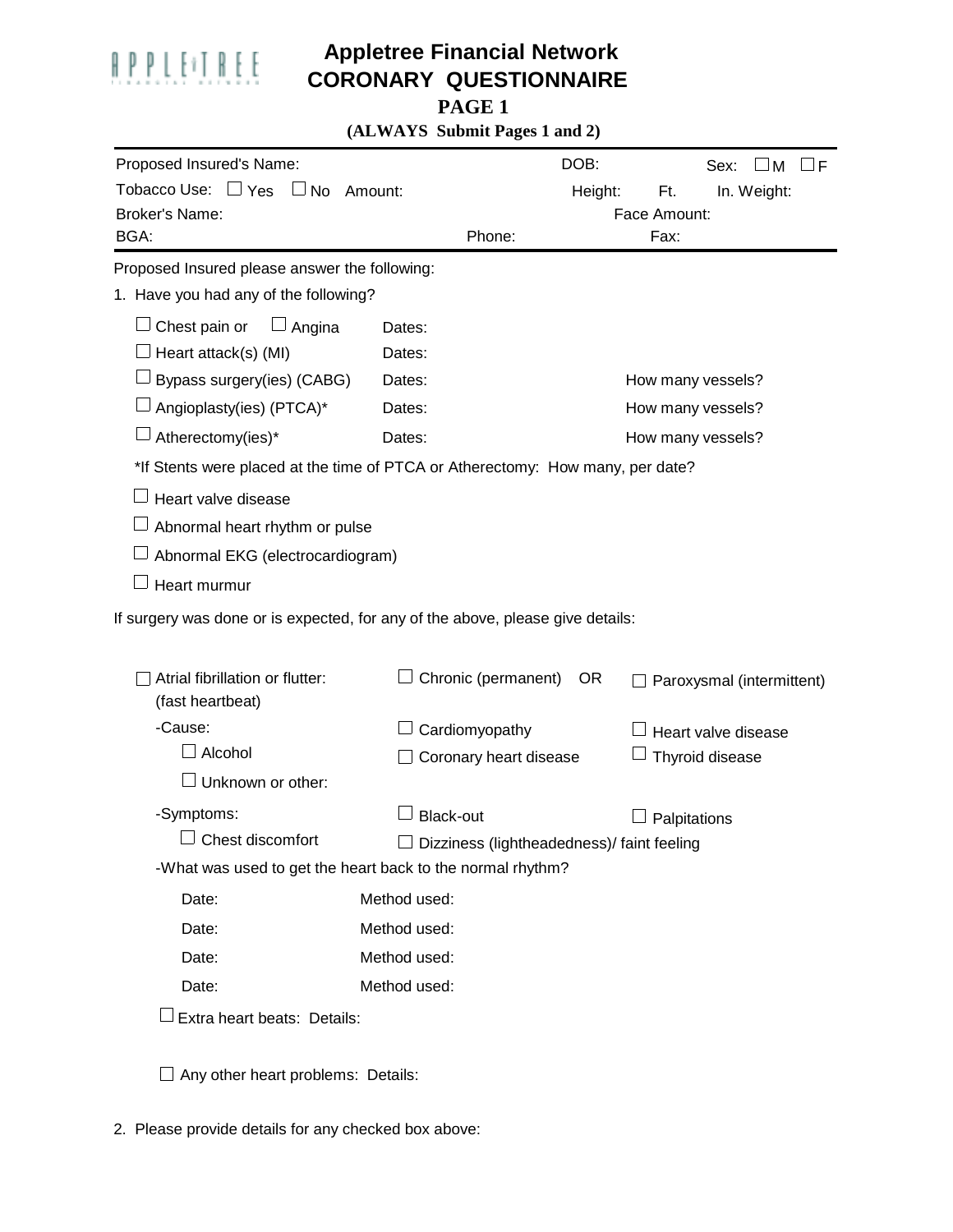# Appletree Financial Network
## CORONARY QUESTIONNAIRE
### PAGE 1
**(ALWAYS Submit Pages 1 and 2)**

Proposed Insured's Name: DOB: Sex: ☐ M ☐ F

Tobacco Use: ☐ Yes ☐ No Amount: Height: Ft. In. Weight:

Broker's Name: Face Amount:

BGA: Phone: Fax:

Proposed Insured please answer the following:

1. Have you had any of the following?

| | | |
|---|---|---|
| ☐ Chest pain or ☐ Angina | Dates: | |
| ☐ Heart attack(s) (MI) | Dates: | |
| ☐ Bypass surgery(ies) (CABG) | Dates: | How many vessels? |
| ☐ Angioplasty(ies) (PTCA)* | Dates: | How many vessels? |
| ☐ Atherectomy(ies)* | Dates: | How many vessels? |

*If Stents were placed at the time of PTCA or Atherectomy: How many, per date?

☐ Heart valve disease

☐ Abnormal heart rhythm or pulse

☐ Abnormal EKG (electrocardiogram)

☐ Heart murmur

If surgery was done or is expected, for any of the above, please give details:

☐ Atrial fibrillation or flutter: (fast heartbeat) ☐ Chronic (permanent) OR ☐ Paroxysmal (intermittent)

-Cause: ☐ Cardiomyopathy ☐ Heart valve disease

☐ Alcohol ☐ Coronary heart disease ☐ Thyroid disease

☐ Unknown or other:

-Symptoms: ☐ Black-out ☐ Palpitations

☐ Chest discomfort ☐ Dizziness (lightheadedness)/ faint feeling

-What was used to get the heart back to the normal rhythm?

| | |
|---|---|
| Date: | Method used: |
| Date: | Method used: |
| Date: | Method used: |
| Date: | Method used: |

☐ Extra heart beats: Details:

☐ Any other heart problems: Details:

2. Please provide details for any checked box above: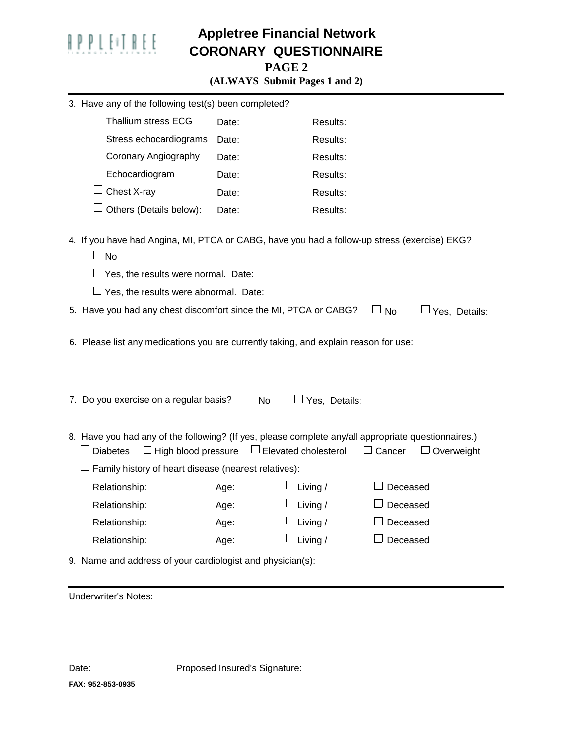# Appletree Financial Network
## CORONARY QUESTIONNAIRE
### PAGE 2
**(ALWAYS Submit Pages 1 and 2)**

3. Have any of the following test(s) been completed?

| | | |
|---|---|---|
| ☐ Thallium stress ECG | Date: | Results: |
| ☐ Stress echocardiograms | Date: | Results: |
| ☐ Coronary Angiography | Date: | Results: |
| ☐ Echocardiogram | Date: | Results: |
| ☐ Chest X-ray | Date: | Results: |
| ☐ Others (Details below): | Date: | Results: |

4. If you have had Angina, MI, PTCA or CABG, have you had a follow-up stress (exercise) EKG?

☐ No

☐ Yes, the results were normal. Date:

☐ Yes, the results were abnormal. Date:

5. Have you had any chest discomfort since the MI, PTCA or CABG? ☐ No ☐ Yes, Details:

6. Please list any medications you are currently taking, and explain reason for use:

7. Do you exercise on a regular basis? ☐ No ☐ Yes, Details:

8. Have you had any of the following? (If yes, please complete any/all appropriate questionnaires.)

☐ Diabetes ☐ High blood pressure ☐ Elevated cholesterol ☐ Cancer ☐ Overweight

☐ Family history of heart disease (nearest relatives):

| | | | |
|---|---|---|---|
| Relationship: | Age: | ☐ Living / | ☐ Deceased |
| Relationship: | Age: | ☐ Living / | ☐ Deceased |
| Relationship: | Age: | ☐ Living / | ☐ Deceased |
| Relationship: | Age: | ☐ Living / | ☐ Deceased |

9. Name and address of your cardiologist and physician(s):

Underwriter's Notes:

Date: ____________ Proposed Insured's Signature: ______________________________

**FAX: 952-853-0935**